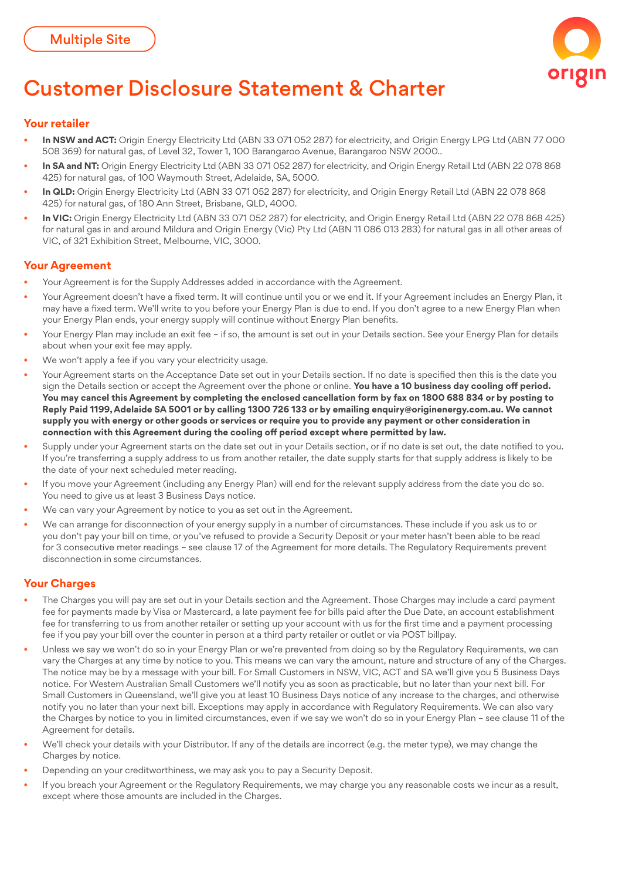Multiple Site

# Customer Disclosure Statement & Charter

## Your retailer

- **In NSW and ACT:** Origin Energy Electricity Ltd (ABN 33 071 052 287) for electricity, and Origin Energy LPG Ltd (ABN 77 000 508 369) for natural gas, of Level 32, Tower 1, 100 Barangaroo Avenue, Barangaroo NSW 2000..
- **In SA and NT:** Origin Energy Electricity Ltd (ABN 33 071 052 287) for electricity, and Origin Energy Retail Ltd (ABN 22 078 868 425) for natural gas, of 100 Waymouth Street, Adelaide, SA, 5000.
- **In QLD:** Origin Energy Electricity Ltd (ABN 33 071 052 287) for electricity, and Origin Energy Retail Ltd (ABN 22 078 868 425) for natural gas, of 180 Ann Street, Brisbane, QLD, 4000.
- **In VIC:** Origin Energy Electricity Ltd (ABN 33 071 052 287) for electricity, and Origin Energy Retail Ltd (ABN 22 078 868 425) for natural gas in and around Mildura and Origin Energy (Vic) Pty Ltd (ABN 11 086 013 283) for natural gas in all other areas of VIC, of 321 Exhibition Street, Melbourne, VIC, 3000.

## Your Agreement

- Your Agreement is for the Supply Addresses added in accordance with the Agreement.
- Your Agreement doesn't have a fixed term. It will continue until you or we end it. If your Agreement includes an Energy Plan, it may have a fixed term. We'll write to you before your Energy Plan is due to end. If you don't agree to a new Energy Plan when your Energy Plan ends, your energy supply will continue without Energy Plan benefits.
- Your Energy Plan may include an exit fee – if so, the amount is set out in your Details section. See your Energy Plan for details about when your exit fee may apply.
- We won't apply a fee if you vary your electricity usage.
- Your Agreement starts on the Acceptance Date set out in your Details section. If no date is specified then this is the date you sign the Details section or accept the Agreement over the phone or online. **You have a 10 business day cooling off period. You may cancel this Agreement by completing the enclosed cancellation form by fax on 1800 688 834 or by posting to Reply Paid 1199, Adelaide SA 5001 or by calling 1300 726 133 or by emailing enquiry@originenergy.com.au. We cannot supply you with energy or other goods or services or require you to provide any payment or other consideration in connection with this Agreement during the cooling off period except where permitted by law.**
- Supply under your Agreement starts on the date set out in your Details section, or if no date is set out, the date notified to you. If you're transferring a supply address to us from another retailer, the date supply starts for that supply address is likely to be the date of your next scheduled meter reading.
- If you move your Agreement (including any Energy Plan) will end for the relevant supply address from the date you do so. You need to give us at least 3 Business Days notice.
- We can vary your Agreement by notice to you as set out in the Agreement.
- We can arrange for disconnection of your energy supply in a number of circumstances. These include if you ask us to or you don't pay your bill on time, or you've refused to provide a Security Deposit or your meter hasn't been able to be read for 3 consecutive meter readings – see clause 17 of the Agreement for more details. The Regulatory Requirements prevent disconnection in some circumstances.

## Your Charges

- The Charges you will pay are set out in your Details section and the Agreement. Those Charges may include a card payment fee for payments made by Visa or Mastercard, a late payment fee for bills paid after the Due Date, an account establishment fee for transferring to us from another retailer or setting up your account with us for the first time and a payment processing fee if you pay your bill over the counter in person at a third party retailer or outlet or via POST billpay.
- Unless we say we won't do so in your Energy Plan or we're prevented from doing so by the Regulatory Requirements, we can vary the Charges at any time by notice to you. This means we can vary the amount, nature and structure of any of the Charges. The notice may be by a message with your bill. For Small Customers in NSW, VIC, ACT and SA we'll give you 5 Business Days notice. For Western Australian Small Customers we'll notify you as soon as practicable, but no later than your next bill. For Small Customers in Queensland, we'll give you at least 10 Business Days notice of any increase to the charges, and otherwise notify you no later than your next bill. Exceptions may apply in accordance with Regulatory Requirements. We can also vary the Charges by notice to you in limited circumstances, even if we say we won't do so in your Energy Plan – see clause 11 of the Agreement for details.
- We'll check your details with your Distributor. If any of the details are incorrect (e.g. the meter type), we may change the Charges by notice.
- Depending on your creditworthiness, we may ask you to pay a Security Deposit.
- If you breach your Agreement or the Regulatory Requirements, we may charge you any reasonable costs we incur as a result, except where those amounts are included in the Charges.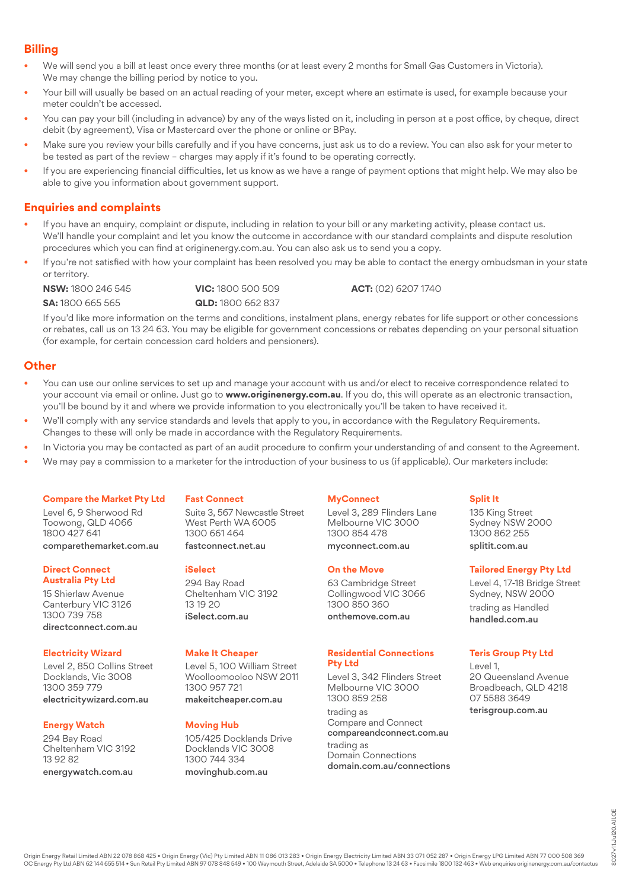## Billing

- We will send you a bill at least once every three months (or at least every 2 months for Small Gas Customers in Victoria). We may change the billing period by notice to you.
- Your bill will usually be based on an actual reading of your meter, except where an estimate is used, for example because your meter couldn't be accessed.
- You can pay your bill (including in advance) by any of the ways listed on it, including in person at a post office, by cheque, direct debit (by agreement), Visa or Mastercard over the phone or online or BPay.
- Make sure you review your bills carefully and if you have concerns, just ask us to do a review. You can also ask for your meter to be tested as part of the review – charges may apply if it's found to be operating correctly.
- If you are experiencing financial difficulties, let us know as we have a range of payment options that might help. We may also be able to give you information about government support.

## Enquiries and complaints

- If you have an enquiry, complaint or dispute, including in relation to your bill or any marketing activity, please contact us. We'll handle your complaint and let you know the outcome in accordance with our standard complaints and dispute resolution procedures which you can find at originenergy.com.au. You can also ask us to send you a copy.
- If you're not satisfied with how your complaint has been resolved you may be able to contact the energy ombudsman in your state or territory.

  **NSW:** 1800 246 545 **VIC:** 1800 500 509 **ACT:** (02) 6207 1740
  **SA:** 1800 665 565 **QLD:** 1800 662 837

  If you'd like more information on the terms and conditions, instalment plans, energy rebates for life support or other concessions or rebates, call us on 13 24 63. You may be eligible for government concessions or rebates depending on your personal situation (for example, for certain concession card holders and pensioners).

## Other

- You can use our online services to set up and manage your account with us and/or elect to receive correspondence related to your account via email or online. Just go to **www.originenergy.com.au**. If you do, this will operate as an electronic transaction, you'll be bound by it and where we provide information to you electronically you'll be taken to have received it.
- We'll comply with any service standards and levels that apply to you, in accordance with the Regulatory Requirements. Changes to these will only be made in accordance with the Regulatory Requirements.
- In Victoria you may be contacted as part of an audit procedure to confirm your understanding of and consent to the Agreement.
- We may pay a commission to a marketer for the introduction of your business to us (if applicable). Our marketers include:

**Compare the Market Pty Ltd**
Level 6, 9 Sherwood Rd
Toowong, QLD 4066
1800 427 641
comparethemarket.com.au

**Direct Connect Australia Pty Ltd**
15 Shierlaw Avenue
Canterbury VIC 3126
1300 739 758
directconnect.com.au

**Electricity Wizard**
Level 2, 850 Collins Street
Docklands, Vic 3008
1300 359 779
electricitywizard.com.au

**Energy Watch**
294 Bay Road
Cheltenham VIC 3192
13 92 82
energywatch.com.au

**Fast Connect**
Suite 3, 567 Newcastle Street
West Perth WA 6005
1300 661 464
fastconnect.net.au

**iSelect**
294 Bay Road
Cheltenham VIC 3192
13 19 20
iSelect.com.au

**Make It Cheaper**
Level 5, 100 William Street
Woolloomooloo NSW 2011
1300 957 721
makeitcheaper.com.au

**Moving Hub**
105/425 Docklands Drive
Docklands VIC 3008
1300 744 334
movinghub.com.au

**MyConnect**
Level 3, 289 Flinders Lane
Melbourne VIC 3000
1300 854 478
myconnect.com.au

**On the Move**
63 Cambridge Street
Collingwood VIC 3066
1300 850 360
onthemove.com.au

**Residential Connections Pty Ltd**
Level 3, 342 Flinders Street
Melbourne VIC 3000
1300 859 258
trading as
Compare and Connect
compareandconnect.com.au
trading as
Domain Connections
domain.com.au/connections

**Split It**
135 King Street
Sydney NSW 2000
1300 862 255
splitit.com.au

**Tailored Energy Pty Ltd**
Level 4, 17-18 Bridge Street
Sydney, NSW 2000
trading as Handled
handled.com.au

**Teris Group Pty Ltd**
Level 1,
20 Queensland Avenue
Broadbeach, QLD 4218
07 5588 3649
terisgroup.com.au

Origin Energy Retail Limited ABN 22 078 868 425 • Origin Energy (Vic) Pty Limited ABN 11 086 013 283 • Origin Energy Electricity Limited ABN 33 071 052 287 • Origin Energy LPG Limited ABN 77 000 508 369
OC Energy Pty Ltd ABN 62 144 655 514 • Sun Retail Pty Limited ABN 97 078 848 549 • 100 Waymouth Street, Adelaide SA 5000 • Telephone 13 24 63 • Facsimile 1800 132 463 • Web enquiries originenergy.com.au/contactus

8027v11Jul20.All.OE